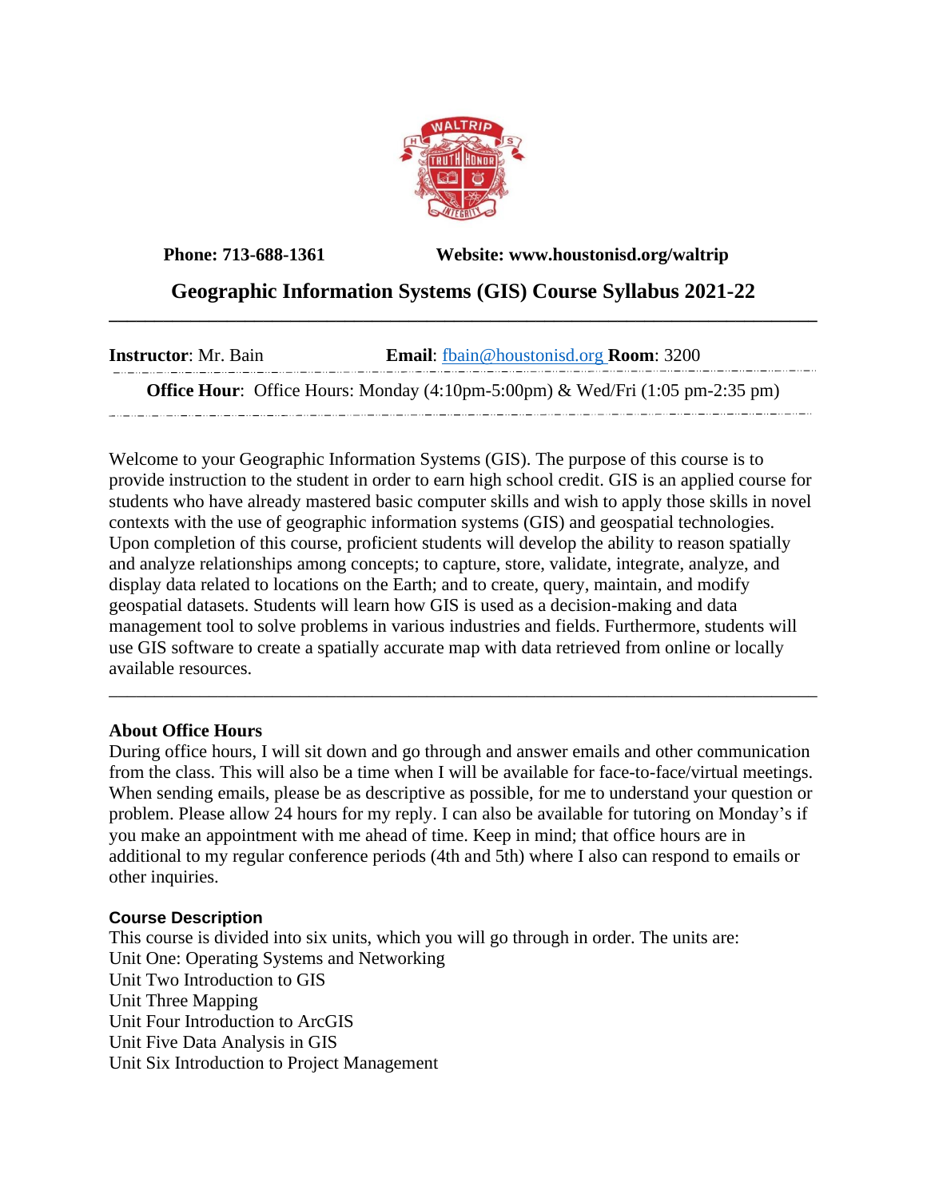**Phone: 713-688-1361** **Website: www.houstonisd.org/waltrip**

# Geographic Information Systems (GIS) Course Syllabus 2021-22

---

**Instructor**: Mr. Bain **Email**: fbain@houstonisd.org **Room**: 3200

**Office Hour**: Office Hours: Monday (4:10pm-5:00pm) & Wed/Fri (1:05 pm-2:35 pm)

Welcome to your Geographic Information Systems (GIS). The purpose of this course is to provide instruction to the student in order to earn high school credit. GIS is an applied course for students who have already mastered basic computer skills and wish to apply those skills in novel contexts with the use of geographic information systems (GIS) and geospatial technologies. Upon completion of this course, proficient students will develop the ability to reason spatially and analyze relationships among concepts; to capture, store, validate, integrate, analyze, and display data related to locations on the Earth; and to create, query, maintain, and modify geospatial datasets. Students will learn how GIS is used as a decision-making and data management tool to solve problems in various industries and fields. Furthermore, students will use GIS software to create a spatially accurate map with data retrieved from online or locally available resources.

---

### About Office Hours

During office hours, I will sit down and go through and answer emails and other communication from the class. This will also be a time when I will be available for face-to-face/virtual meetings. When sending emails, please be as descriptive as possible, for me to understand your question or problem. Please allow 24 hours for my reply. I can also be available for tutoring on Monday's if you make an appointment with me ahead of time. Keep in mind; that office hours are in additional to my regular conference periods (4th and 5th) where I also can respond to emails or other inquiries.

### Course Description

This course is divided into six units, which you will go through in order. The units are:
Unit One: Operating Systems and Networking
Unit Two Introduction to GIS
Unit Three Mapping
Unit Four Introduction to ArcGIS
Unit Five Data Analysis in GIS
Unit Six Introduction to Project Management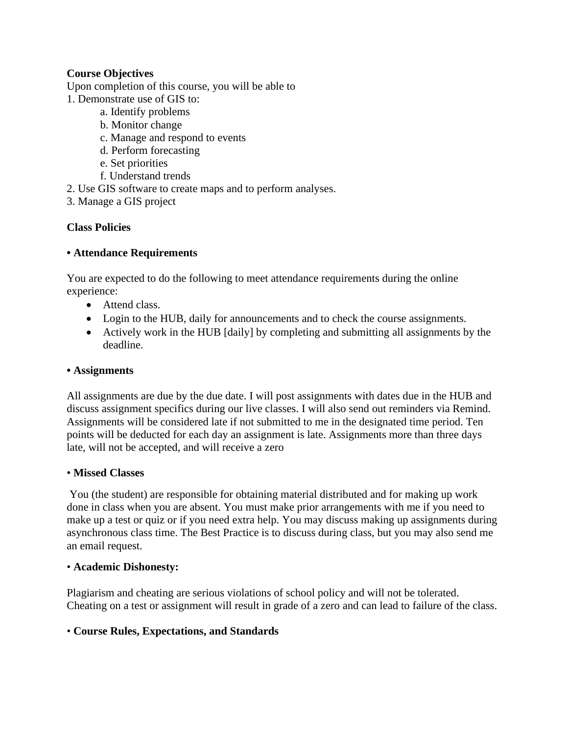**Course Objectives**

Upon completion of this course, you will be able to

1. Demonstrate use of GIS to:
    a. Identify problems
    b. Monitor change
    c. Manage and respond to events
    d. Perform forecasting
    e. Set priorities
    f. Understand trends
2. Use GIS software to create maps and to perform analyses.
3. Manage a GIS project

**Class Policies**

**• Attendance Requirements**

You are expected to do the following to meet attendance requirements during the online experience:

- Attend class.
- Login to the HUB, daily for announcements and to check the course assignments.
- Actively work in the HUB [daily] by completing and submitting all assignments by the deadline.

**• Assignments**

All assignments are due by the due date. I will post assignments with dates due in the HUB and discuss assignment specifics during our live classes. I will also send out reminders via Remind. Assignments will be considered late if not submitted to me in the designated time period. Ten points will be deducted for each day an assignment is late. Assignments more than three days late, will not be accepted, and will receive a zero

• **Missed Classes**

You (the student) are responsible for obtaining material distributed and for making up work done in class when you are absent. You must make prior arrangements with me if you need to make up a test or quiz or if you need extra help. You may discuss making up assignments during asynchronous class time. The Best Practice is to discuss during class, but you may also send me an email request.

• **Academic Dishonesty:**

Plagiarism and cheating are serious violations of school policy and will not be tolerated. Cheating on a test or assignment will result in grade of a zero and can lead to failure of the class.

• **Course Rules, Expectations, and Standards**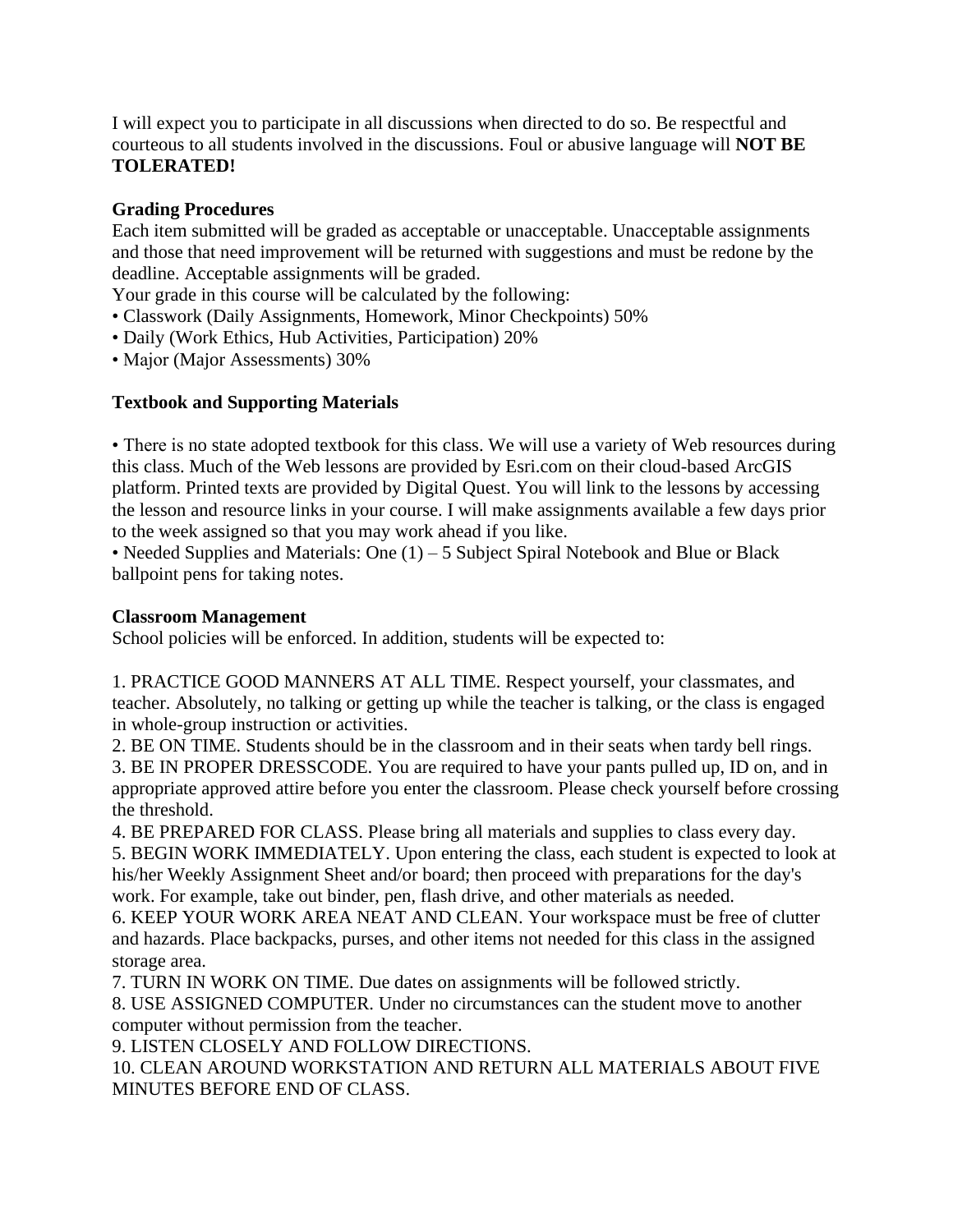I will expect you to participate in all discussions when directed to do so. Be respectful and courteous to all students involved in the discussions. Foul or abusive language will **NOT BE TOLERATED!**

**Grading Procedures**

Each item submitted will be graded as acceptable or unacceptable. Unacceptable assignments and those that need improvement will be returned with suggestions and must be redone by the deadline. Acceptable assignments will be graded.

Your grade in this course will be calculated by the following:

- Classwork (Daily Assignments, Homework, Minor Checkpoints) 50%
- Daily (Work Ethics, Hub Activities, Participation) 20%
- Major (Major Assessments) 30%

**Textbook and Supporting Materials**

- There is no state adopted textbook for this class. We will use a variety of Web resources during this class. Much of the Web lessons are provided by Esri.com on their cloud-based ArcGIS platform. Printed texts are provided by Digital Quest. You will link to the lessons by accessing the lesson and resource links in your course. I will make assignments available a few days prior to the week assigned so that you may work ahead if you like.
- Needed Supplies and Materials: One (1) – 5 Subject Spiral Notebook and Blue or Black ballpoint pens for taking notes.

**Classroom Management**

School policies will be enforced. In addition, students will be expected to:

1. PRACTICE GOOD MANNERS AT ALL TIME. Respect yourself, your classmates, and teacher. Absolutely, no talking or getting up while the teacher is talking, or the class is engaged in whole-group instruction or activities.
2. BE ON TIME. Students should be in the classroom and in their seats when tardy bell rings.
3. BE IN PROPER DRESSCODE. You are required to have your pants pulled up, ID on, and in appropriate approved attire before you enter the classroom. Please check yourself before crossing the threshold.
4. BE PREPARED FOR CLASS. Please bring all materials and supplies to class every day.
5. BEGIN WORK IMMEDIATELY. Upon entering the class, each student is expected to look at his/her Weekly Assignment Sheet and/or board; then proceed with preparations for the day's work. For example, take out binder, pen, flash drive, and other materials as needed.
6. KEEP YOUR WORK AREA NEAT AND CLEAN. Your workspace must be free of clutter and hazards. Place backpacks, purses, and other items not needed for this class in the assigned storage area.
7. TURN IN WORK ON TIME. Due dates on assignments will be followed strictly.
8. USE ASSIGNED COMPUTER. Under no circumstances can the student move to another computer without permission from the teacher.
9. LISTEN CLOSELY AND FOLLOW DIRECTIONS.
10. CLEAN AROUND WORKSTATION AND RETURN ALL MATERIALS ABOUT FIVE MINUTES BEFORE END OF CLASS.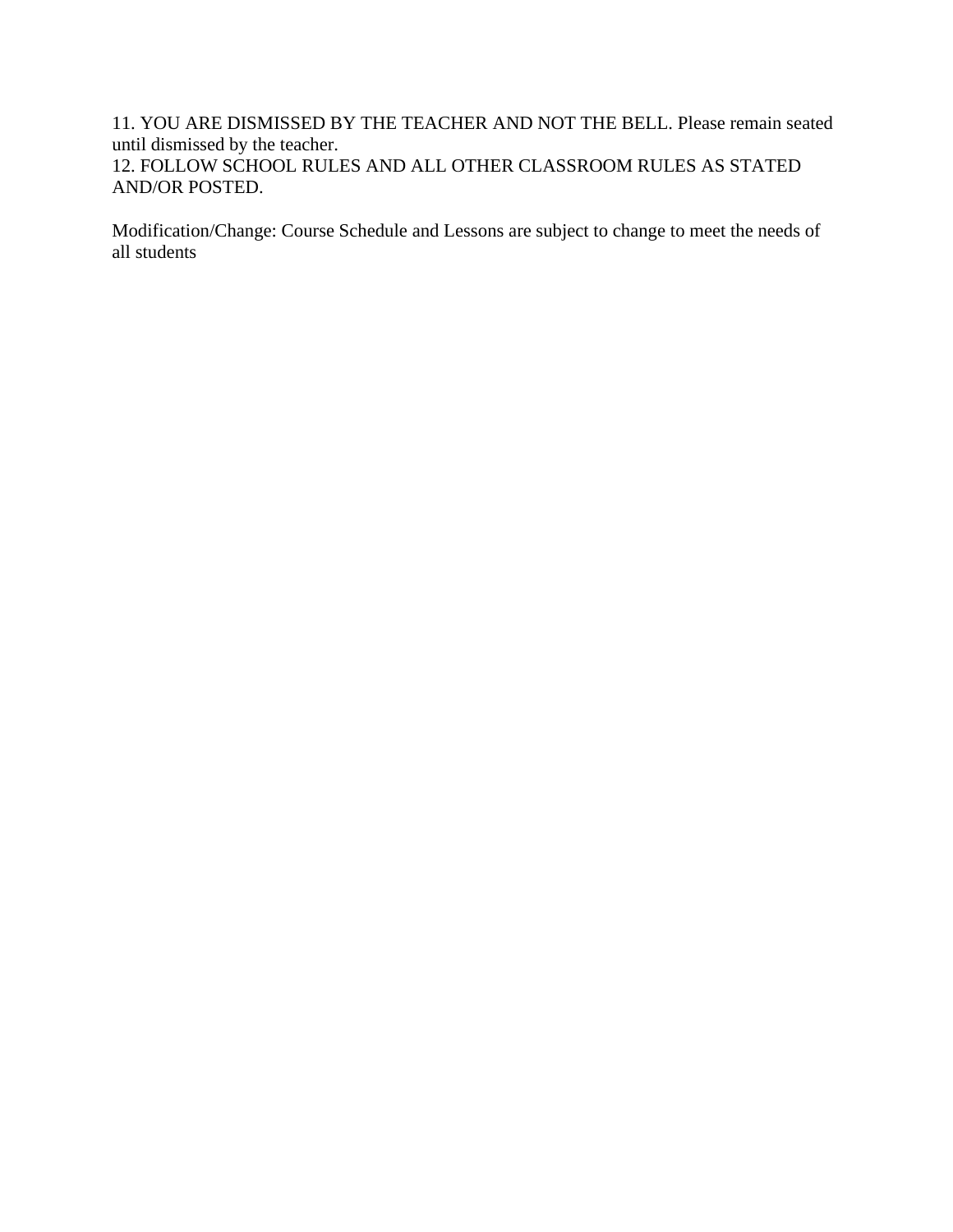11. YOU ARE DISMISSED BY THE TEACHER AND NOT THE BELL. Please remain seated until dismissed by the teacher.
12. FOLLOW SCHOOL RULES AND ALL OTHER CLASSROOM RULES AS STATED AND/OR POSTED.

Modification/Change: Course Schedule and Lessons are subject to change to meet the needs of all students